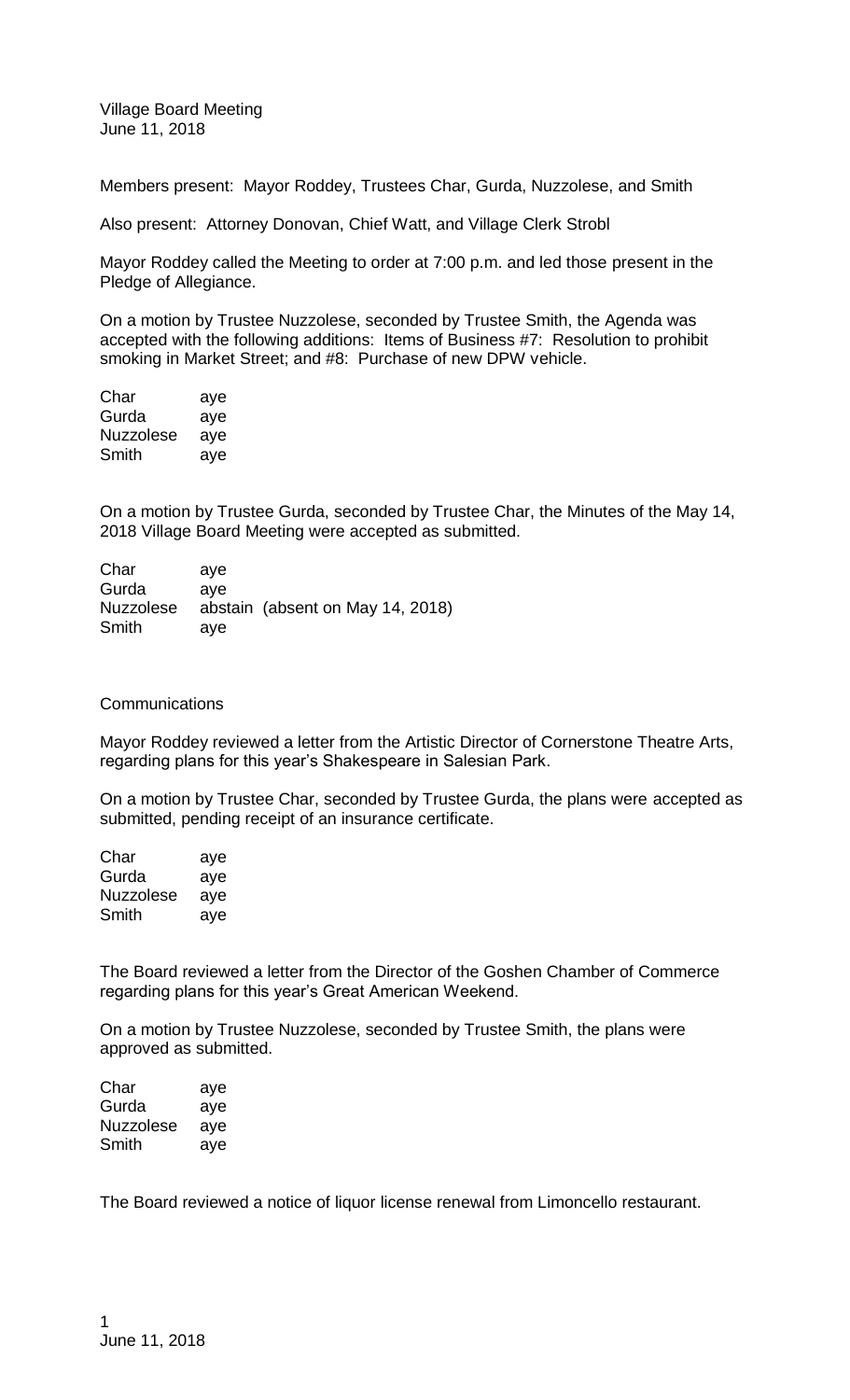Village Board Meeting
June 11, 2018

Members present: Mayor Roddey, Trustees Char, Gurda, Nuzzolese, and Smith

Also present: Attorney Donovan, Chief Watt, and Village Clerk Strobl

Mayor Roddey called the Meeting to order at 7:00 p.m. and led those present in the Pledge of Allegiance.

On a motion by Trustee Nuzzolese, seconded by Trustee Smith, the Agenda was accepted with the following additions: Items of Business #7: Resolution to prohibit smoking in Market Street; and #8: Purchase of new DPW vehicle.

| | |
|---|---|
| Char | aye |
| Gurda | aye |
| Nuzzolese | aye |
| Smith | aye |

On a motion by Trustee Gurda, seconded by Trustee Char, the Minutes of the May 14, 2018 Village Board Meeting were accepted as submitted.

| | |
|---|---|
| Char | aye |
| Gurda | aye |
| Nuzzolese | abstain (absent on May 14, 2018) |
| Smith | aye |

Communications

Mayor Roddey reviewed a letter from the Artistic Director of Cornerstone Theatre Arts, regarding plans for this year's Shakespeare in Salesian Park.

On a motion by Trustee Char, seconded by Trustee Gurda, the plans were accepted as submitted, pending receipt of an insurance certificate.

| | |
|---|---|
| Char | aye |
| Gurda | aye |
| Nuzzolese | aye |
| Smith | aye |

The Board reviewed a letter from the Director of the Goshen Chamber of Commerce regarding plans for this year's Great American Weekend.

On a motion by Trustee Nuzzolese, seconded by Trustee Smith, the plans were approved as submitted.

| | |
|---|---|
| Char | aye |
| Gurda | aye |
| Nuzzolese | aye |
| Smith | aye |

The Board reviewed a notice of liquor license renewal from Limoncello restaurant.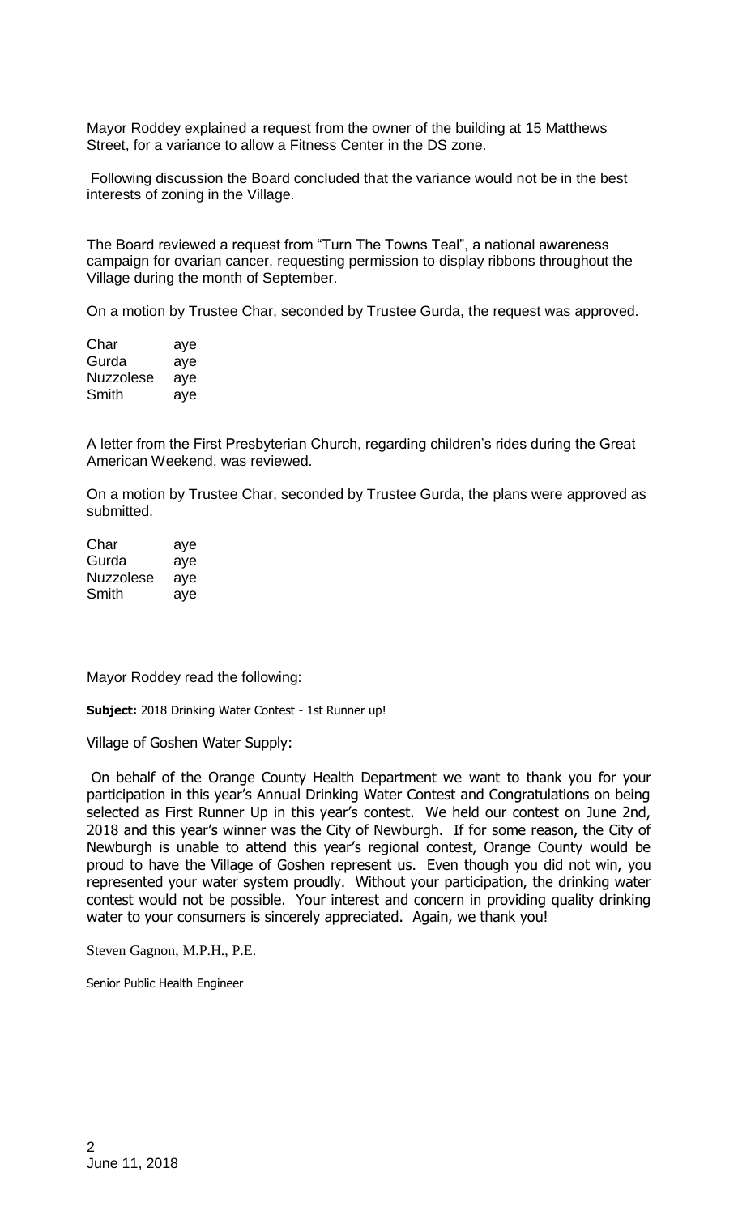Mayor Roddey explained a request from the owner of the building at 15 Matthews Street, for a variance to allow a Fitness Center in the DS zone.

Following discussion the Board concluded that the variance would not be in the best interests of zoning in the Village.

The Board reviewed a request from "Turn The Towns Teal", a national awareness campaign for ovarian cancer, requesting permission to display ribbons throughout the Village during the month of September.

On a motion by Trustee Char, seconded by Trustee Gurda, the request was approved.

| | |
|---|---|
| Char | aye |
| Gurda | aye |
| Nuzzolese | aye |
| Smith | aye |

A letter from the First Presbyterian Church, regarding children's rides during the Great American Weekend, was reviewed.

On a motion by Trustee Char, seconded by Trustee Gurda, the plans were approved as submitted.

| | |
|---|---|
| Char | aye |
| Gurda | aye |
| Nuzzolese | aye |
| Smith | aye |

Mayor Roddey read the following:

**Subject:** 2018 Drinking Water Contest - 1st Runner up!

Village of Goshen Water Supply:

On behalf of the Orange County Health Department we want to thank you for your participation in this year's Annual Drinking Water Contest and Congratulations on being selected as First Runner Up in this year's contest. We held our contest on June 2nd, 2018 and this year's winner was the City of Newburgh. If for some reason, the City of Newburgh is unable to attend this year's regional contest, Orange County would be proud to have the Village of Goshen represent us. Even though you did not win, you represented your water system proudly. Without your participation, the drinking water contest would not be possible. Your interest and concern in providing quality drinking water to your consumers is sincerely appreciated. Again, we thank you!

Steven Gagnon, M.P.H., P.E.

Senior Public Health Engineer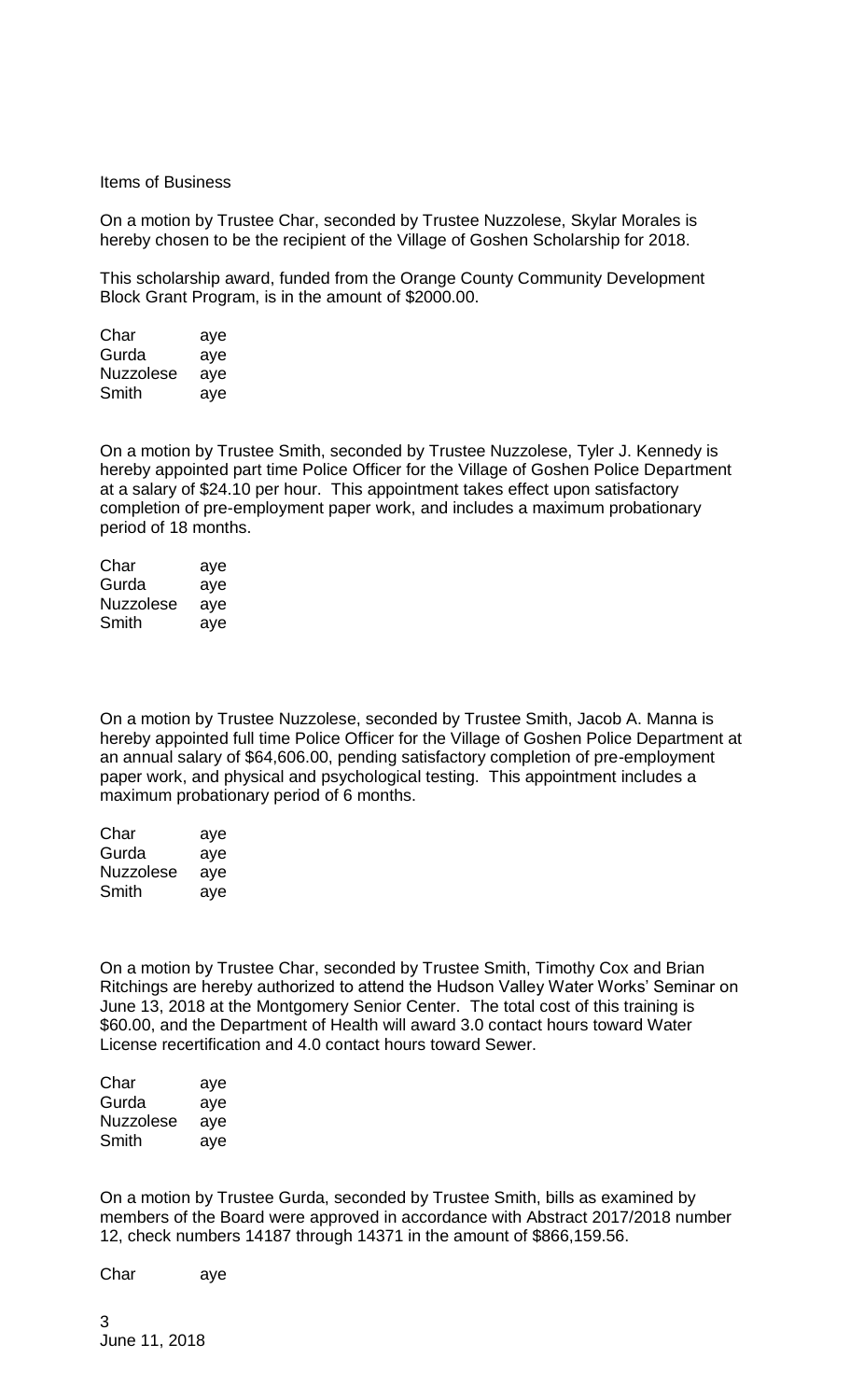Items of Business

On a motion by Trustee Char, seconded by Trustee Nuzzolese, Skylar Morales is hereby chosen to be the recipient of the Village of Goshen Scholarship for 2018.

This scholarship award, funded from the Orange County Community Development Block Grant Program, is in the amount of $2000.00.

| | |
|---|---|
| Char | aye |
| Gurda | aye |
| Nuzzolese | aye |
| Smith | aye |

On a motion by Trustee Smith, seconded by Trustee Nuzzolese, Tyler J. Kennedy is hereby appointed part time Police Officer for the Village of Goshen Police Department at a salary of $24.10 per hour. This appointment takes effect upon satisfactory completion of pre-employment paper work, and includes a maximum probationary period of 18 months.

| | |
|---|---|
| Char | aye |
| Gurda | aye |
| Nuzzolese | aye |
| Smith | aye |

On a motion by Trustee Nuzzolese, seconded by Trustee Smith, Jacob A. Manna is hereby appointed full time Police Officer for the Village of Goshen Police Department at an annual salary of $64,606.00, pending satisfactory completion of pre-employment paper work, and physical and psychological testing. This appointment includes a maximum probationary period of 6 months.

| | |
|---|---|
| Char | aye |
| Gurda | aye |
| Nuzzolese | aye |
| Smith | aye |

On a motion by Trustee Char, seconded by Trustee Smith, Timothy Cox and Brian Ritchings are hereby authorized to attend the Hudson Valley Water Works' Seminar on June 13, 2018 at the Montgomery Senior Center. The total cost of this training is $60.00, and the Department of Health will award 3.0 contact hours toward Water License recertification and 4.0 contact hours toward Sewer.

| | |
|---|---|
| Char | aye |
| Gurda | aye |
| Nuzzolese | aye |
| Smith | aye |

On a motion by Trustee Gurda, seconded by Trustee Smith, bills as examined by members of the Board were approved in accordance with Abstract 2017/2018 number 12, check numbers 14187 through 14371 in the amount of $866,159.56.

| | |
|---|---|
| Char | aye |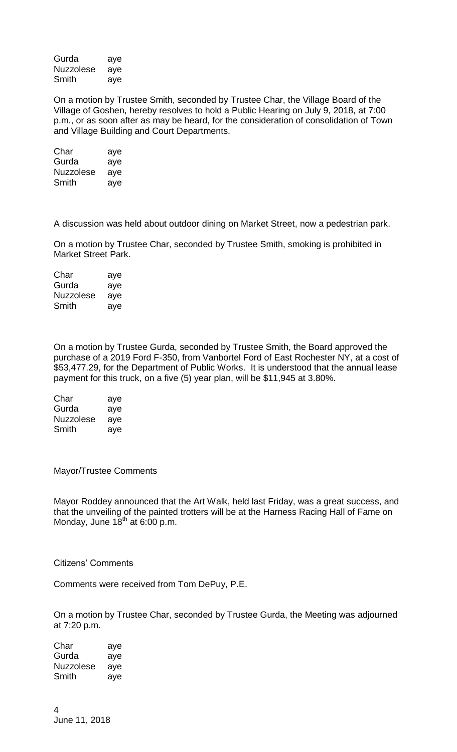| | |
|---|---|
| Gurda | aye |
| Nuzzolese | aye |
| Smith | aye |

On a motion by Trustee Smith, seconded by Trustee Char, the Village Board of the Village of Goshen, hereby resolves to hold a Public Hearing on July 9, 2018, at 7:00 p.m., or as soon after as may be heard, for the consideration of consolidation of Town and Village Building and Court Departments.

| | |
|---|---|
| Char | aye |
| Gurda | aye |
| Nuzzolese | aye |
| Smith | aye |

A discussion was held about outdoor dining on Market Street, now a pedestrian park.

On a motion by Trustee Char, seconded by Trustee Smith, smoking is prohibited in Market Street Park.

| | |
|---|---|
| Char | aye |
| Gurda | aye |
| Nuzzolese | aye |
| Smith | aye |

On a motion by Trustee Gurda, seconded by Trustee Smith, the Board approved the purchase of a 2019 Ford F-350, from Vanbortel Ford of East Rochester NY, at a cost of $53,477.29, for the Department of Public Works. It is understood that the annual lease payment for this truck, on a five (5) year plan, will be $11,945 at 3.80%.

| | |
|---|---|
| Char | aye |
| Gurda | aye |
| Nuzzolese | aye |
| Smith | aye |

Mayor/Trustee Comments

Mayor Roddey announced that the Art Walk, held last Friday, was a great success, and that the unveiling of the painted trotters will be at the Harness Racing Hall of Fame on Monday, June 18th at 6:00 p.m.

Citizens' Comments

Comments were received from Tom DePuy, P.E.

On a motion by Trustee Char, seconded by Trustee Gurda, the Meeting was adjourned at 7:20 p.m.

| | |
|---|---|
| Char | aye |
| Gurda | aye |
| Nuzzolese | aye |
| Smith | aye |

June 11, 2018